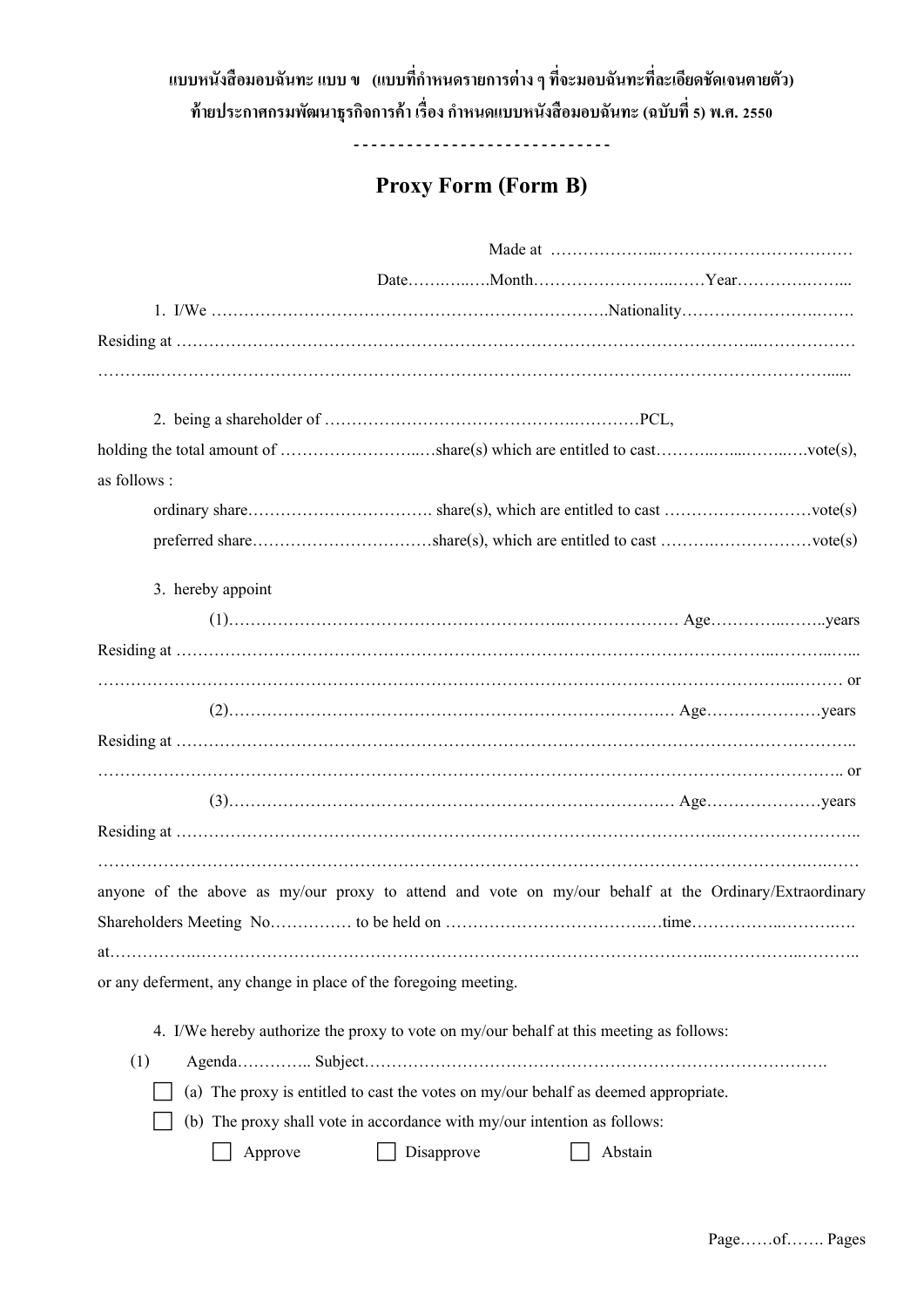**แบบหนังสือมอบฉันทะ แบบ ข (แบบที่กำหนดรายการต่าง ๆ ที่จะมอบฉันทะที่ละเอียดชัดเจนตายตัว)**

**ท้ายประกาศกรมพัฒนาธุรกิจการค้า เรื่อง กำหนดแบบหนังสือมอบฉันทะ (ฉบับที่ 5) พ.ศ. 2550**

-----------------------------

# Proxy Form (Form B)

Made at ………………..………………………………

Date……..…..…Month……………………..……Year………….……...

1. I/We ……………………………………………………………….Nationality…………………….…….

Residing at ……………………………………………………………………………………………...………………

………..……………………………………………………………………………………………………………......

2. being a shareholder of ………………………………………….…………PCL,

holding the total amount of ……………………..…share(s) which are entitled to cast………..…....……..….vote(s), as follows :

ordinary share……………………………. share(s), which are entitled to cast ………………………vote(s)

preferred share……………………….……share(s), which are entitled to cast ……….………………vote(s)

3. hereby appoint

(1)……………………………………………………..………………… Age………….……..years

Residing at ……………………………………………………………………………………………...………..…...

………………………………………………………………………………………………………………..……… or

(2)………………………………………………………………….…. Age…………………years

Residing at ………………………………………………………………………………………………………….

…………………………………………………………………………………………………………………….. or

(3)………………………………………………………………….…. Age…………………years

Residing at ………………………………………………………………………………….……………………..

…………………………………………………………………………………………………………………..….…

anyone of the above as my/our proxy to attend and vote on my/our behalf at the Ordinary/Extraordinary Shareholders Meeting No…………… to be held on ………………………………….…time……………..……….….

at……………..……………………………………………………………………………..……………..………..

or any deferment, any change in place of the foregoing meeting.

4. I/We hereby authorize the proxy to vote on my/our behalf at this meeting as follows:

(1) Agenda………….. Subject………………………………………………………………………….

☐ (a) The proxy is entitled to cast the votes on my/our behalf as deemed appropriate.

☐ (b) The proxy shall vote in accordance with my/our intention as follows:

☐ Approve ☐ Disapprove ☐ Abstain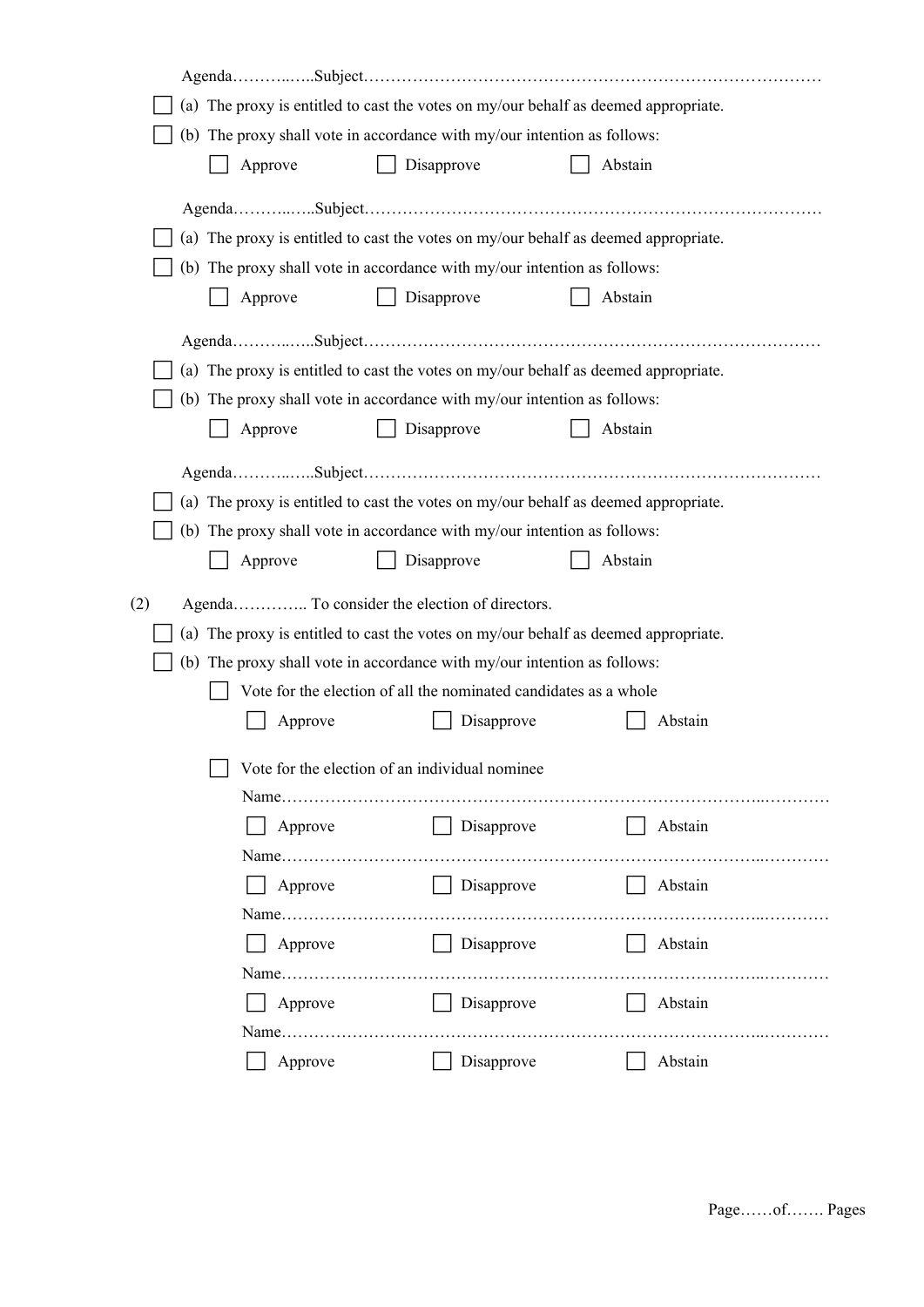Agenda………..…..Subject…………………………………………………………………………

☐ (a) The proxy is entitled to cast the votes on my/our behalf as deemed appropriate.

☐ (b) The proxy shall vote in accordance with my/our intention as follows:

☐ Approve ☐ Disapprove ☐ Abstain

Agenda………..…..Subject…………………………………………………………………………

☐ (a) The proxy is entitled to cast the votes on my/our behalf as deemed appropriate.

☐ (b) The proxy shall vote in accordance with my/our intention as follows:

☐ Approve ☐ Disapprove ☐ Abstain

Agenda………..…..Subject…………………………………………………………………………

☐ (a) The proxy is entitled to cast the votes on my/our behalf as deemed appropriate.

☐ (b) The proxy shall vote in accordance with my/our intention as follows:

☐ Approve ☐ Disapprove ☐ Abstain

Agenda………..…..Subject…………………………………………………………………………

☐ (a) The proxy is entitled to cast the votes on my/our behalf as deemed appropriate.

☐ (b) The proxy shall vote in accordance with my/our intention as follows:

☐ Approve ☐ Disapprove ☐ Abstain

(2) Agenda………….. To consider the election of directors.

☐ (a) The proxy is entitled to cast the votes on my/our behalf as deemed appropriate.

☐ (b) The proxy shall vote in accordance with my/our intention as follows:

☐ Vote for the election of all the nominated candidates as a whole

☐ Approve ☐ Disapprove ☐ Abstain

☐ Vote for the election of an individual nominee

Name…………………………………………………………………………………..…………

☐ Approve ☐ Disapprove ☐ Abstain

Name…………………………………………………………………………………..…………

☐ Approve ☐ Disapprove ☐ Abstain

Name…………………………………………………………………………………..…………

☐ Approve ☐ Disapprove ☐ Abstain

Name…………………………………………………………………………………..…………

☐ Approve ☐ Disapprove ☐ Abstain

Name…………………………………………………………………………………..…………

☐ Approve ☐ Disapprove ☐ Abstain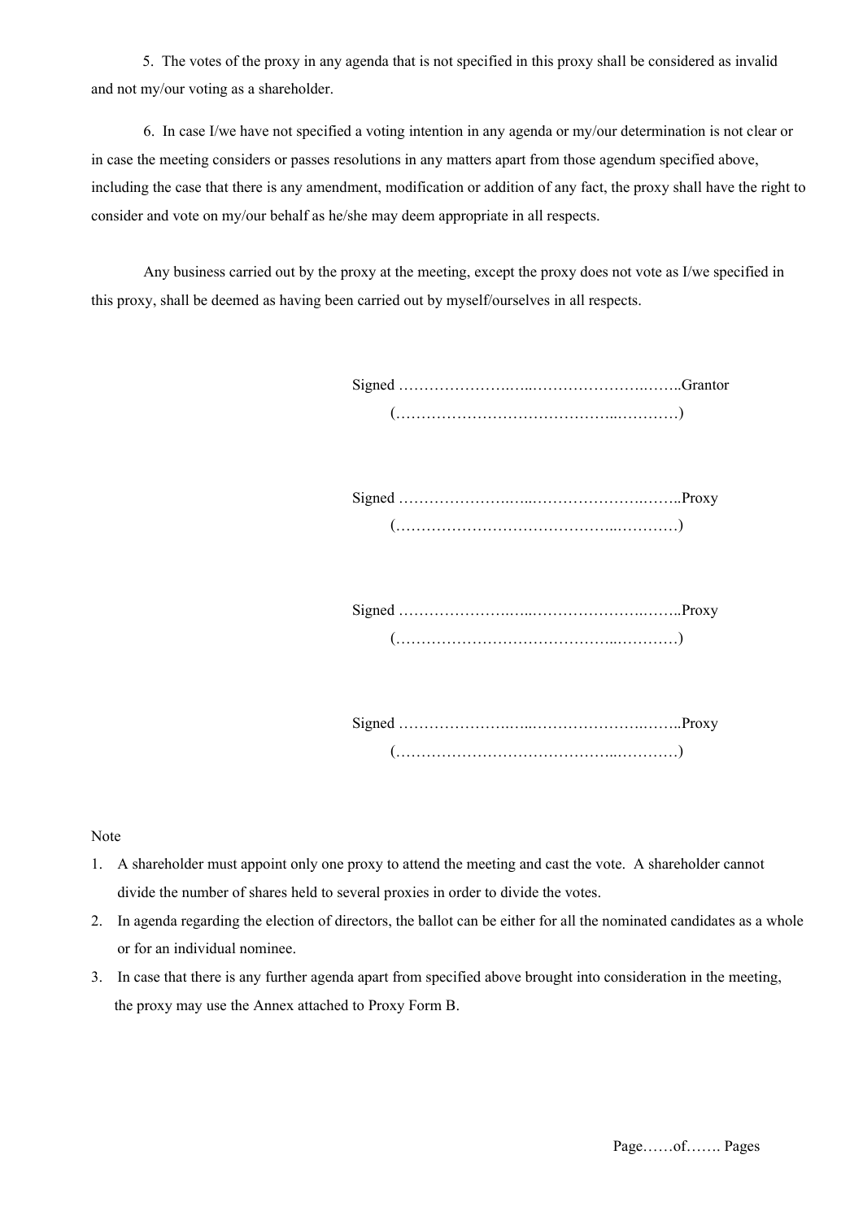5. The votes of the proxy in any agenda that is not specified in this proxy shall be considered as invalid and not my/our voting as a shareholder.

6. In case I/we have not specified a voting intention in any agenda or my/our determination is not clear or in case the meeting considers or passes resolutions in any matters apart from those agendum specified above, including the case that there is any amendment, modification or addition of any fact, the proxy shall have the right to consider and vote on my/our behalf as he/she may deem appropriate in all respects.

Any business carried out by the proxy at the meeting, except the proxy does not vote as I/we specified in this proxy, shall be deemed as having been carried out by myself/ourselves in all respects.

Signed ……………………..………………………..Grantor
(………………………………………..…………)

Signed ……………………..………………………..Proxy
(………………………………………..…………)

Signed ……………………..………………………..Proxy
(………………………………………..…………)

Signed ……………………..………………………..Proxy
(………………………………………..…………)

Note

1. A shareholder must appoint only one proxy to attend the meeting and cast the vote. A shareholder cannot divide the number of shares held to several proxies in order to divide the votes.
2. In agenda regarding the election of directors, the ballot can be either for all the nominated candidates as a whole or for an individual nominee.
3. In case that there is any further agenda apart from specified above brought into consideration in the meeting, the proxy may use the Annex attached to Proxy Form B.

Page……of……. Pages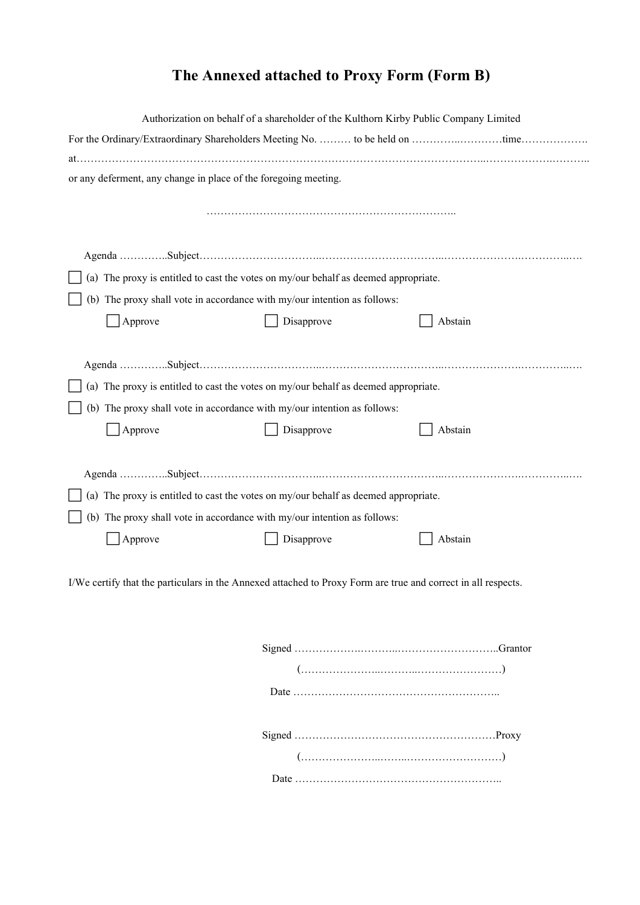# The Annexed attached to Proxy Form (Form B)

Authorization on behalf of a shareholder of the Kulthorn Kirby Public Company Limited

For the Ordinary/Extraordinary Shareholders Meeting No. ……… to be held on …………..…………time……………….

at……………………………………………………………………………………………………...……………….………..

or any deferment, any change in place of the foregoing meeting.

……………………………………………………………..

Agenda …………..Subject……………………………...……………………………...…………………….…………..….

☐ (a) The proxy is entitled to cast the votes on my/our behalf as deemed appropriate.

☐ (b) The proxy shall vote in accordance with my/our intention as follows:

☐ Approve ☐ Disapprove ☐ Abstain

Agenda …………..Subject……………………………...……………………………...…………………….…………..….

☐ (a) The proxy is entitled to cast the votes on my/our behalf as deemed appropriate.

☐ (b) The proxy shall vote in accordance with my/our intention as follows:

☐ Approve ☐ Disapprove ☐ Abstain

Agenda …………..Subject……………………………...……………………………...…………………….…………..….

☐ (a) The proxy is entitled to cast the votes on my/our behalf as deemed appropriate.

☐ (b) The proxy shall vote in accordance with my/our intention as follows:

☐ Approve ☐ Disapprove ☐ Abstain

I/We certify that the particulars in the Annexed attached to Proxy Form are true and correct in all respects.

Signed ……………….………..………………………..Grantor

(…………………..………..……………………)

Date …………………………………………………..

Signed …………………………………………………Proxy

(…………………..……..………………………)

Date …………………………………………………..